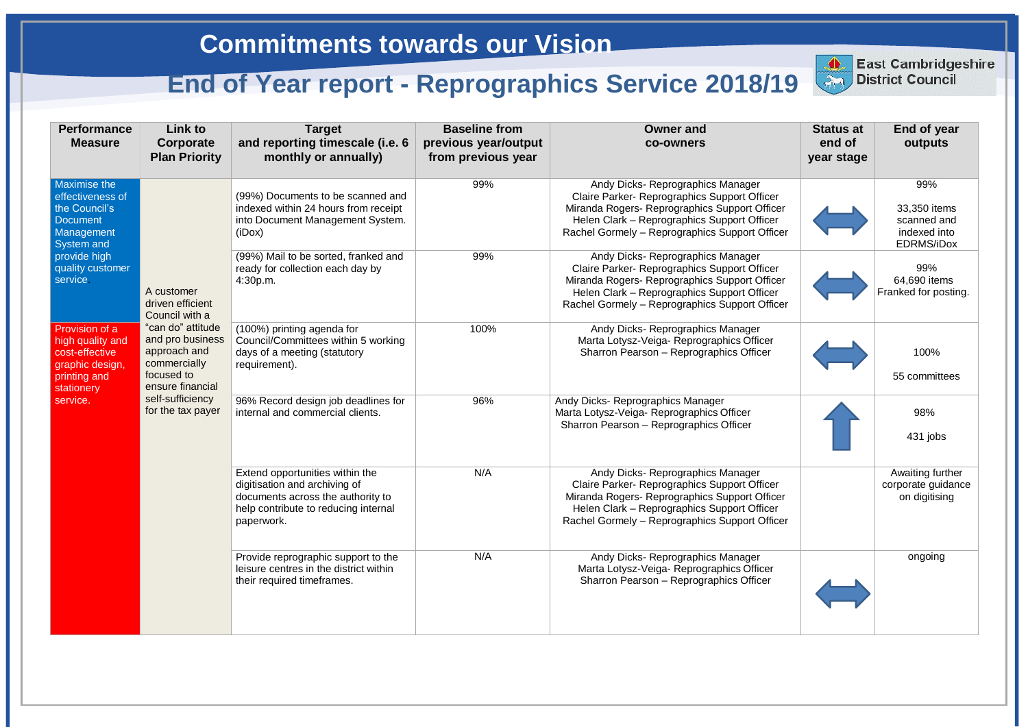# Commitments towards our Vision

## End of Year report - Reprographics Service 2018/19

East Cambridgeshire District Council

| Performance Measure | Link to Corporate Plan Priority | Target and reporting timescale (i.e. 6 monthly or annually) | Baseline from previous year/output from previous year | Owner and co-owners | Status at end of year stage | End of year outputs |
|---|---|---|---|---|---|---|
| Maximise the effectiveness of the Council's Document Management System and provide high quality customer service. | A customer driven efficient Council with a "can do" attitude and pro business approach and commercially focused to ensure financial self-sufficiency for the tax payer | (99%) Documents to be scanned and indexed within 24 hours from receipt into Document Management System. (iDox) | 99% | Andy Dicks- Reprographics Manager<br>Claire Parker- Reprographics Support Officer<br>Miranda Rogers- Reprographics Support Officer<br>Helen Clark – Reprographics Support Officer<br>Rachel Gormely – Reprographics Support Officer | ⟺ | 99%<br><br>33,350 items scanned and indexed into EDRMS/iDox |
| | | (99%) Mail to be sorted, franked and ready for collection each day by 4:30p.m. | 99% | Andy Dicks- Reprographics Manager<br>Claire Parker- Reprographics Support Officer<br>Miranda Rogers- Reprographics Support Officer<br>Helen Clark – Reprographics Support Officer<br>Rachel Gormely – Reprographics Support Officer | ⟺ | 99%<br>64,690 items Franked for posting. |
| Provision of a high quality and cost-effective graphic design, printing and stationery service. | | (100%) printing agenda for Council/Committees within 5 working days of a meeting (statutory requirement). | 100% | Andy Dicks- Reprographics Manager<br>Marta Lotysz-Veiga- Reprographics Officer<br>Sharron Pearson – Reprographics Officer | ⟺ | 100%<br><br>55 committees |
| | | 96% Record design job deadlines for internal and commercial clients. | 96% | Andy Dicks- Reprographics Manager<br>Marta Lotysz-Veiga- Reprographics Officer<br>Sharron Pearson – Reprographics Officer | ⇧ | 98%<br><br>431 jobs |
| | | Extend opportunities within the digitisation and archiving of documents across the authority to help contribute to reducing internal paperwork. | N/A | Andy Dicks- Reprographics Manager<br>Claire Parker- Reprographics Support Officer<br>Miranda Rogers- Reprographics Support Officer<br>Helen Clark – Reprographics Support Officer<br>Rachel Gormely – Reprographics Support Officer | | Awaiting further corporate guidance on digitising |
| | | Provide reprographic support to the leisure centres in the district within their required timeframes. | N/A | Andy Dicks- Reprographics Manager<br>Marta Lotysz-Veiga- Reprographics Officer<br>Sharron Pearson – Reprographics Officer | ⟺ | ongoing |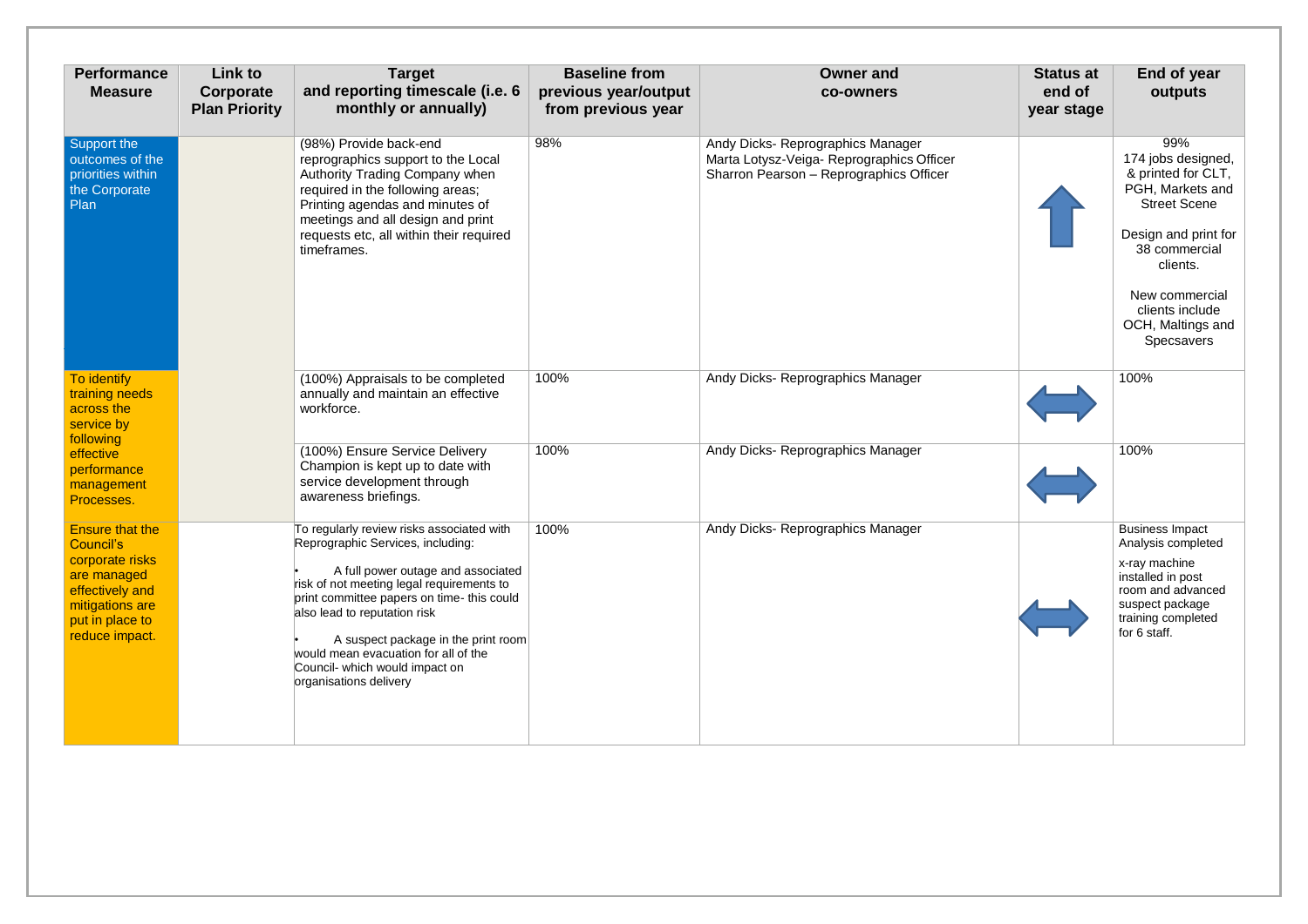| Performance Measure | Link to Corporate Plan Priority | Target and reporting timescale (i.e. 6 monthly or annually) | Baseline from previous year/output from previous year | Owner and co-owners | Status at end of year stage | End of year outputs |
|---|---|---|---|---|---|---|
| Support the outcomes of the priorities within the Corporate Plan | | (98%) Provide back-end reprographics support to the Local Authority Trading Company when required in the following areas; Printing agendas and minutes of meetings and all design and print requests etc, all within their required timeframes. | 98% | Andy Dicks- Reprographics Manager<br>Marta Lotysz-Veiga- Reprographics Officer<br>Sharron Pearson – Reprographics Officer | ↑ | 99%<br>174 jobs designed, & printed for CLT, PGH, Markets and Street Scene<br><br>Design and print for 38 commercial clients.<br><br>New commercial clients include OCH, Maltings and Specsavers |
| To identify training needs across the service by following effective performance management Processes. | | (100%) Appraisals to be completed annually and maintain an effective workforce. | 100% | Andy Dicks- Reprographics Manager | ↔ | 100% |
| | | (100%) Ensure Service Delivery Champion is kept up to date with service development through awareness briefings. | 100% | Andy Dicks- Reprographics Manager | ↔ | 100% |
| Ensure that the Council's corporate risks are managed effectively and mitigations are put in place to reduce impact. | | To regularly review risks associated with Reprographic Services, including:<br><br>• A full power outage and associated risk of not meeting legal requirements to print committee papers on time- this could also lead to reputation risk<br><br>• A suspect package in the print room would mean evacuation for all of the Council- which would impact on organisations delivery | 100% | Andy Dicks- Reprographics Manager | ↔ | Business Impact Analysis completed<br><br>x-ray machine installed in post room and advanced suspect package training completed for 6 staff. |